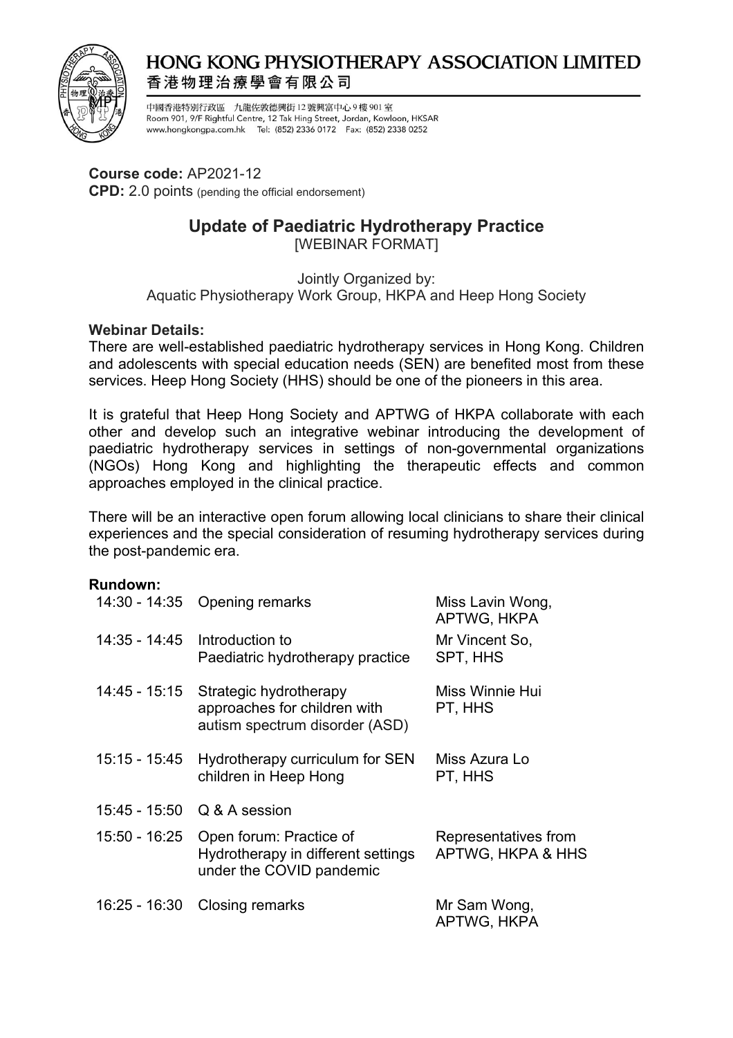# HONG KONG PHYSIOTHERAPY ASSOCIATION LIMITED
香港物理治療學會有限公司

中國香港特別行政區　九龍佐敦德興街12號興富中心9樓901室
Room 901, 9/F Rightful Centre, 12 Tak Hing Street, Jordan, Kowloon, HKSAR
www.hongkongpa.com.hk　Tel: (852) 2336 0172　Fax: (852) 2338 0252

**Course code:** AP2021-12
**CPD:** 2.0 points (pending the official endorsement)

## Update of Paediatric Hydrotherapy Practice

[WEBINAR FORMAT]

Jointly Organized by:
Aquatic Physiotherapy Work Group, HKPA and Heep Hong Society

**Webinar Details:**

There are well-established paediatric hydrotherapy services in Hong Kong. Children and adolescents with special education needs (SEN) are benefited most from these services. Heep Hong Society (HHS) should be one of the pioneers in this area.

It is grateful that Heep Hong Society and APTWG of HKPA collaborate with each other and develop such an integrative webinar introducing the development of paediatric hydrotherapy services in settings of non-governmental organizations (NGOs) Hong Kong and highlighting the therapeutic effects and common approaches employed in the clinical practice.

There will be an interactive open forum allowing local clinicians to share their clinical experiences and the special consideration of resuming hydrotherapy services during the post-pandemic era.

**Rundown:**

| Time | Session | Speaker |
|---|---|---|
| 14:30 - 14:35 | Opening remarks | Miss Lavin Wong, APTWG, HKPA |
| 14:35 - 14:45 | Introduction to Paediatric hydrotherapy practice | Mr Vincent So, SPT, HHS |
| 14:45 - 15:15 | Strategic hydrotherapy approaches for children with autism spectrum disorder (ASD) | Miss Winnie Hui PT, HHS |
| 15:15 - 15:45 | Hydrotherapy curriculum for SEN children in Heep Hong | Miss Azura Lo PT, HHS |
| 15:45 - 15:50 | Q & A session | |
| 15:50 - 16:25 | Open forum: Practice of Hydrotherapy in different settings under the COVID pandemic | Representatives from APTWG, HKPA & HHS |
| 16:25 - 16:30 | Closing remarks | Mr Sam Wong, APTWG, HKPA |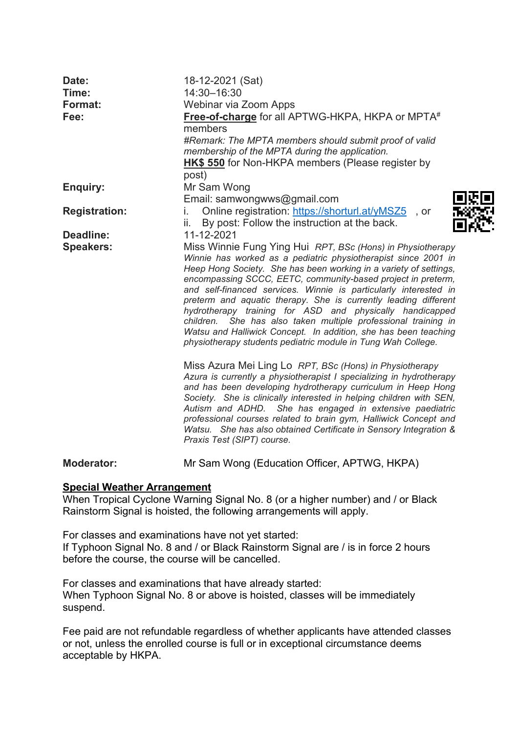| | |
|---|---|
| **Date:** | 18-12-2021 (Sat) |
| **Time:** | 14:30–16:30 |
| **Format:** | Webinar via Zoom Apps |
| **Fee:** | **Free-of-charge** for all APTWG-HKPA, HKPA or MPTA# members<br>*#Remark: The MPTA members should submit proof of valid membership of the MPTA during the application.*<br>**HK$ 550** for Non-HKPA members (Please register by post) |
| **Enquiry:** | Mr Sam Wong<br>Email: samwongwws@gmail.com |
| **Registration:** | i. Online registration: https://shorturl.at/yMSZ5 , or<br>ii. By post: Follow the instruction at the back. |
| **Deadline:** | 11-12-2021 |
| **Speakers:** | Miss Winnie Fung Ying Hui *RPT, BSc (Hons) in Physiotherapy*<br>*Winnie has worked as a pediatric physiotherapist since 2001 in Heep Hong Society. She has been working in a variety of settings, encompassing SCCC, EETC, community-based project in preterm, and self-financed services. Winnie is particularly interested in preterm and aquatic therapy. She is currently leading different hydrotherapy training for ASD and physically handicapped children. She has also taken multiple professional training in Watsu and Halliwick Concept. In addition, she has been teaching physiotherapy students pediatric module in Tung Wah College.*<br><br>Miss Azura Mei Ling Lo *RPT, BSc (Hons) in Physiotherapy*<br>*Azura is currently a physiotherapist I specializing in hydrotherapy and has been developing hydrotherapy curriculum in Heep Hong Society. She is clinically interested in helping children with SEN, Autism and ADHD. She has engaged in extensive paediatric professional courses related to brain gym, Halliwick Concept and Watsu. She has also obtained Certificate in Sensory Integration & Praxis Test (SIPT) course.* |
| **Moderator:** | Mr Sam Wong (Education Officer, APTWG, HKPA) |

**Special Weather Arrangement**

When Tropical Cyclone Warning Signal No. 8 (or a higher number) and / or Black Rainstorm Signal is hoisted, the following arrangements will apply.

For classes and examinations have not yet started:
If Typhoon Signal No. 8 and / or Black Rainstorm Signal are / is in force 2 hours before the course, the course will be cancelled.

For classes and examinations that have already started:
When Typhoon Signal No. 8 or above is hoisted, classes will be immediately suspend.

Fee paid are not refundable regardless of whether applicants have attended classes or not, unless the enrolled course is full or in exceptional circumstance deems acceptable by HKPA.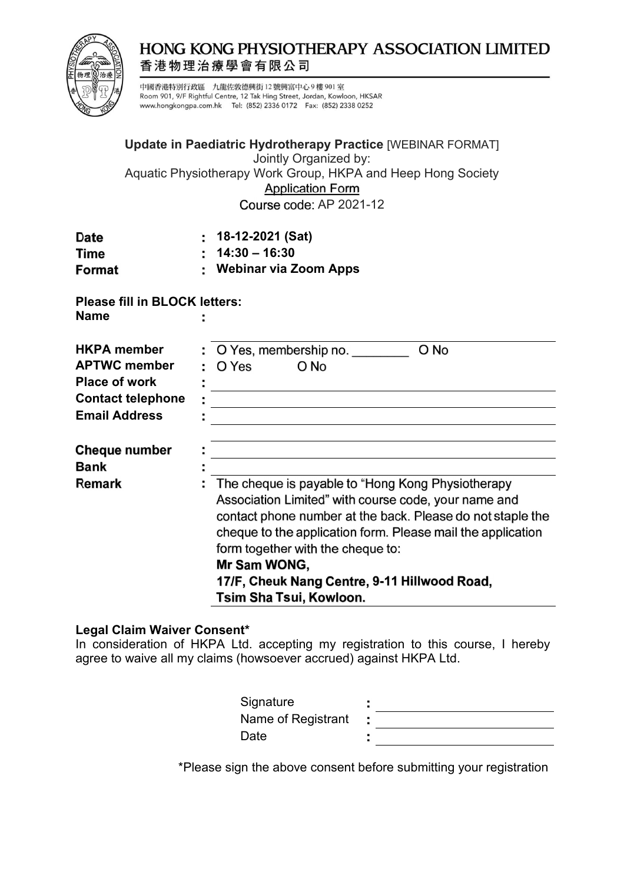# HONG KONG PHYSIOTHERAPY ASSOCIATION LIMITED
香港物理治療學會有限公司

中國香港特別行政區　九龍佐敦德興街12號興富中心9樓901室
Room 901, 9/F Rightful Centre, 12 Tak Hing Street, Jordan, Kowloon, HKSAR
www.hongkongpa.com.hk　Tel: (852) 2336 0172　Fax: (852) 2338 0252

**Update in Paediatric Hydrotherapy Practice** [WEBINAR FORMAT]
Jointly Organized by:
Aquatic Physiotherapy Work Group, HKPA and Heep Hong Society
Application Form
Course code: AP 2021-12

**Date** : **18-12-2021 (Sat)**
**Time** : **14:30 – 16:30**
**Format** : **Webinar via Zoom Apps**

**Please fill in BLOCK letters:**

**Name** : ______________________

**HKPA member** : O Yes, membership no. ________ O No

**APTWC member** : O Yes O No

**Place of work** : ______________________

**Contact telephone** : ______________________

**Email Address** : ______________________

**Cheque number** : ______________________

**Bank** : ______________________

**Remark** : The cheque is payable to "Hong Kong Physiotherapy Association Limited" with course code, your name and contact phone number at the back. Please do not staple the cheque to the application form. Please mail the application form together with the cheque to:
**Mr Sam WONG,**
**17/F, Cheuk Nang Centre, 9-11 Hillwood Road,**
**Tsim Sha Tsui, Kowloon.**

**Legal Claim Waiver Consent***
In consideration of HKPA Ltd. accepting my registration to this course, I hereby agree to waive all my claims (howsoever accrued) against HKPA Ltd.

Signature : ______________________
Name of Registrant : ______________________
Date : ______________________

*Please sign the above consent before submitting your registration